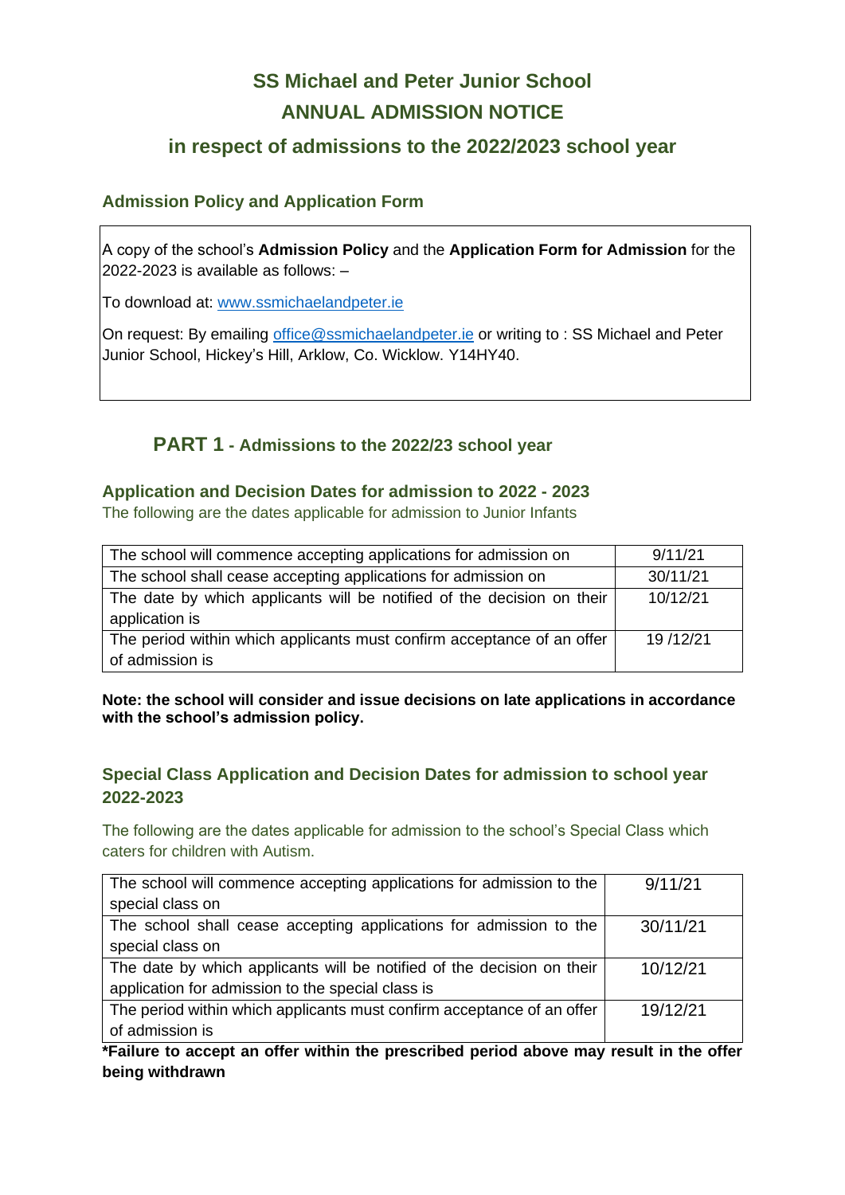# SS Michael and Peter Junior School

# ANNUAL ADMISSION NOTICE

## in respect of admissions to the 2022/2023 school year

### Admission Policy and Application Form

A copy of the school's **Admission Policy** and the **Application Form for Admission** for the 2022-2023 is available as follows: –

To download at: www.ssmichaelandpeter.ie

On request: By emailing office@ssmichaelandpeter.ie or writing to : SS Michael and Peter Junior School, Hickey's Hill, Arklow, Co. Wicklow. Y14HY40.

## PART 1 - Admissions to the 2022/23 school year

### Application and Decision Dates for admission to 2022 - 2023

The following are the dates applicable for admission to Junior Infants

| | |
|---|---|
| The school will commence accepting applications for admission on | 9/11/21 |
| The school shall cease accepting applications for admission on | 30/11/21 |
| The date by which applicants will be notified of the decision on their application is | 10/12/21 |
| The period within which applicants must confirm acceptance of an offer of admission is | 19 /12/21 |

**Note: the school will consider and issue decisions on late applications in accordance with the school's admission policy.**

### Special Class Application and Decision Dates for admission to school year 2022-2023

The following are the dates applicable for admission to the school's Special Class which caters for children with Autism.

| | |
|---|---|
| The school will commence accepting applications for admission to the special class on | 9/11/21 |
| The school shall cease accepting applications for admission to the special class on | 30/11/21 |
| The date by which applicants will be notified of the decision on their application for admission to the special class is | 10/12/21 |
| The period within which applicants must confirm acceptance of an offer of admission is | 19/12/21 |

**\*Failure to accept an offer within the prescribed period above may result in the offer being withdrawn**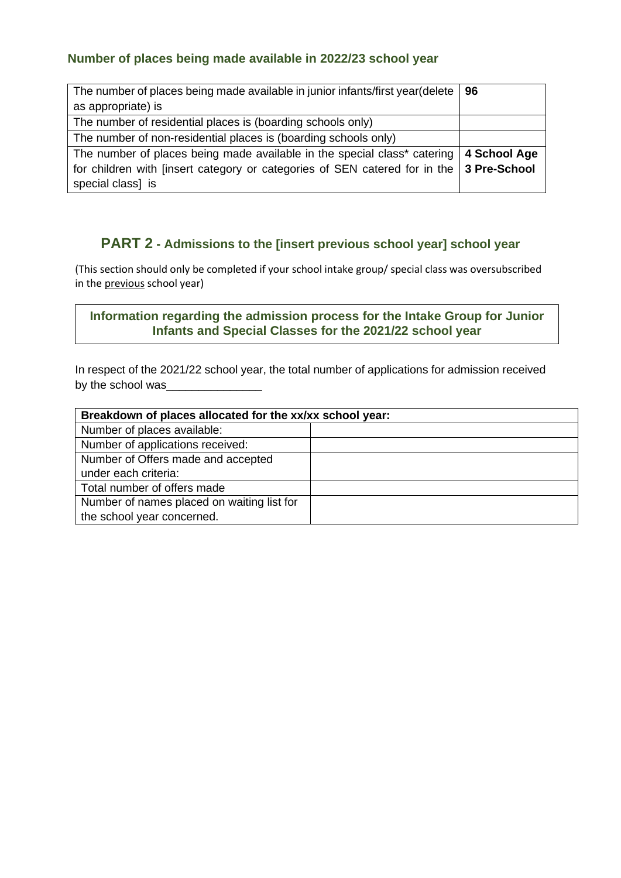### Number of places being made available in 2022/23 school year

| | |
|---|---|
| The number of places being made available in junior infants/first year(delete as appropriate) is | **96** |
| The number of residential places is (boarding schools only) | |
| The number of non-residential places is (boarding schools only) | |
| The number of places being made available in the special class* catering for children with [insert category or categories of SEN catered for in the special class] is | **4 School Age**<br>**3 Pre-School** |

## PART 2 - Admissions to the [insert previous school year] school year

(This section should only be completed if your school intake group/ special class was oversubscribed in the previous school year)

**Information regarding the admission process for the Intake Group for Junior Infants and Special Classes for the 2021/22 school year**

In respect of the 2021/22 school year, the total number of applications for admission received by the school was_______________

| **Breakdown of places allocated for the xx/xx school year:** | |
|---|---|
| Number of places available: | |
| Number of applications received: | |
| Number of Offers made and accepted under each criteria: | |
| Total number of offers made | |
| Number of names placed on waiting list for the school year concerned. | |